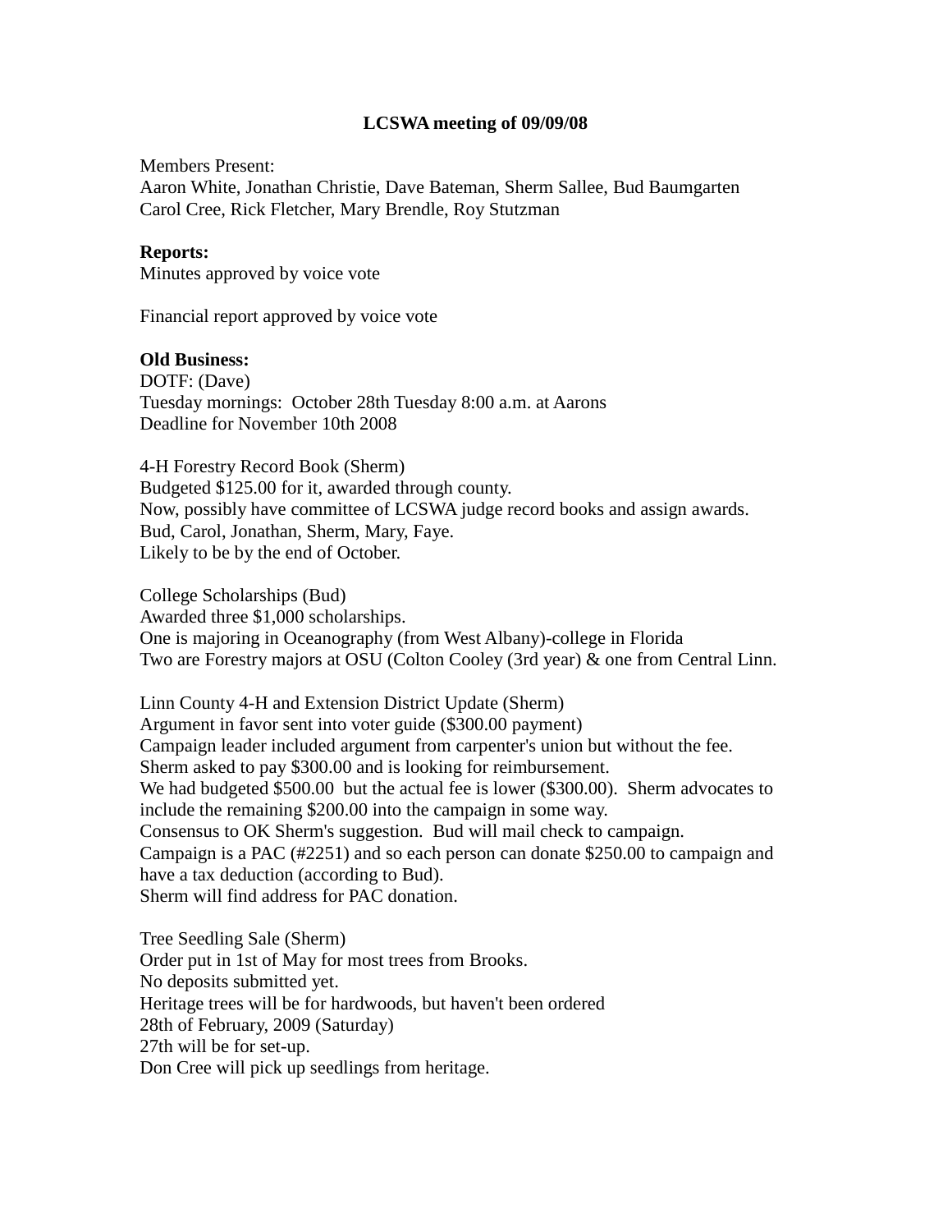**LCSWA meeting of 09/09/08**

Members Present:
Aaron White, Jonathan Christie, Dave Bateman, Sherm Sallee, Bud Baumgarten
Carol Cree, Rick Fletcher, Mary Brendle, Roy Stutzman

**Reports:**
Minutes approved by voice vote

Financial report approved by voice vote

**Old Business:**
DOTF: (Dave)
Tuesday mornings: October 28th Tuesday 8:00 a.m. at Aarons
Deadline for November 10th 2008

4-H Forestry Record Book (Sherm)
Budgeted $125.00 for it, awarded through county.
Now, possibly have committee of LCSWA judge record books and assign awards.
Bud, Carol, Jonathan, Sherm, Mary, Faye.
Likely to be by the end of October.

College Scholarships (Bud)
Awarded three $1,000 scholarships.
One is majoring in Oceanography (from West Albany)-college in Florida
Two are Forestry majors at OSU (Colton Cooley (3rd year) & one from Central Linn.

Linn County 4-H and Extension District Update (Sherm)
Argument in favor sent into voter guide ($300.00 payment)
Campaign leader included argument from carpenter's union but without the fee.
Sherm asked to pay $300.00 and is looking for reimbursement.
We had budgeted $500.00 but the actual fee is lower ($300.00). Sherm advocates to include the remaining $200.00 into the campaign in some way.
Consensus to OK Sherm's suggestion. Bud will mail check to campaign.
Campaign is a PAC (#2251) and so each person can donate $250.00 to campaign and have a tax deduction (according to Bud).
Sherm will find address for PAC donation.

Tree Seedling Sale (Sherm)
Order put in 1st of May for most trees from Brooks.
No deposits submitted yet.
Heritage trees will be for hardwoods, but haven't been ordered
28th of February, 2009 (Saturday)
27th will be for set-up.
Don Cree will pick up seedlings from heritage.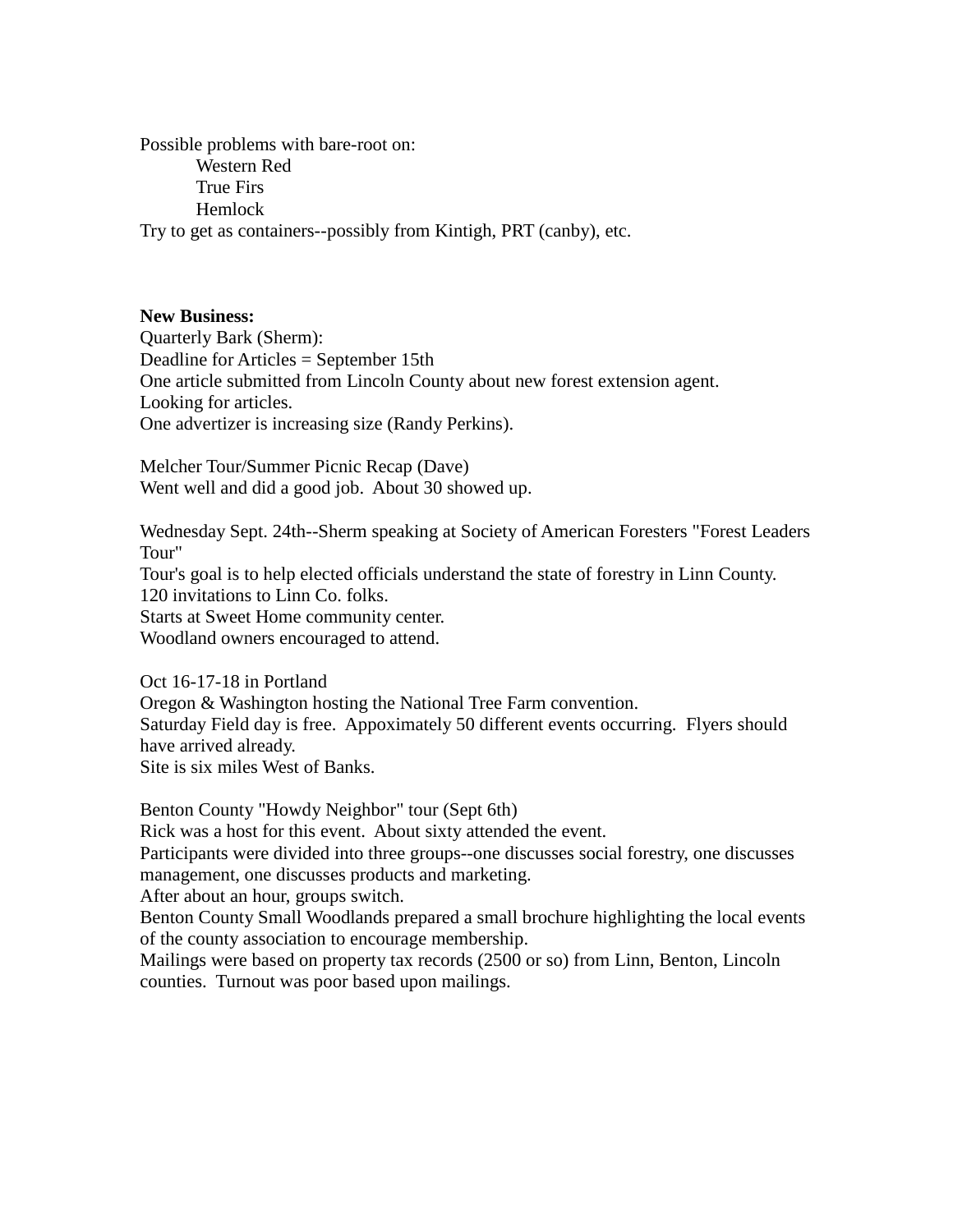Possible problems with bare-root on:

- Western Red
- True Firs
- Hemlock

Try to get as containers--possibly from Kintigh, PRT (canby), etc.

**New Business:**

Quarterly Bark (Sherm):
Deadline for Articles = September 15th
One article submitted from Lincoln County about new forest extension agent.
Looking for articles.
One advertizer is increasing size (Randy Perkins).

Melcher Tour/Summer Picnic Recap (Dave)
Went well and did a good job. About 30 showed up.

Wednesday Sept. 24th--Sherm speaking at Society of American Foresters "Forest Leaders Tour"
Tour's goal is to help elected officials understand the state of forestry in Linn County.
120 invitations to Linn Co. folks.
Starts at Sweet Home community center.
Woodland owners encouraged to attend.

Oct 16-17-18 in Portland
Oregon & Washington hosting the National Tree Farm convention.
Saturday Field day is free. Appoximately 50 different events occurring. Flyers should have arrived already.
Site is six miles West of Banks.

Benton County "Howdy Neighbor" tour (Sept 6th)
Rick was a host for this event. About sixty attended the event.
Participants were divided into three groups--one discusses social forestry, one discusses management, one discusses products and marketing.
After about an hour, groups switch.
Benton County Small Woodlands prepared a small brochure highlighting the local events of the county association to encourage membership.
Mailings were based on property tax records (2500 or so) from Linn, Benton, Lincoln counties. Turnout was poor based upon mailings.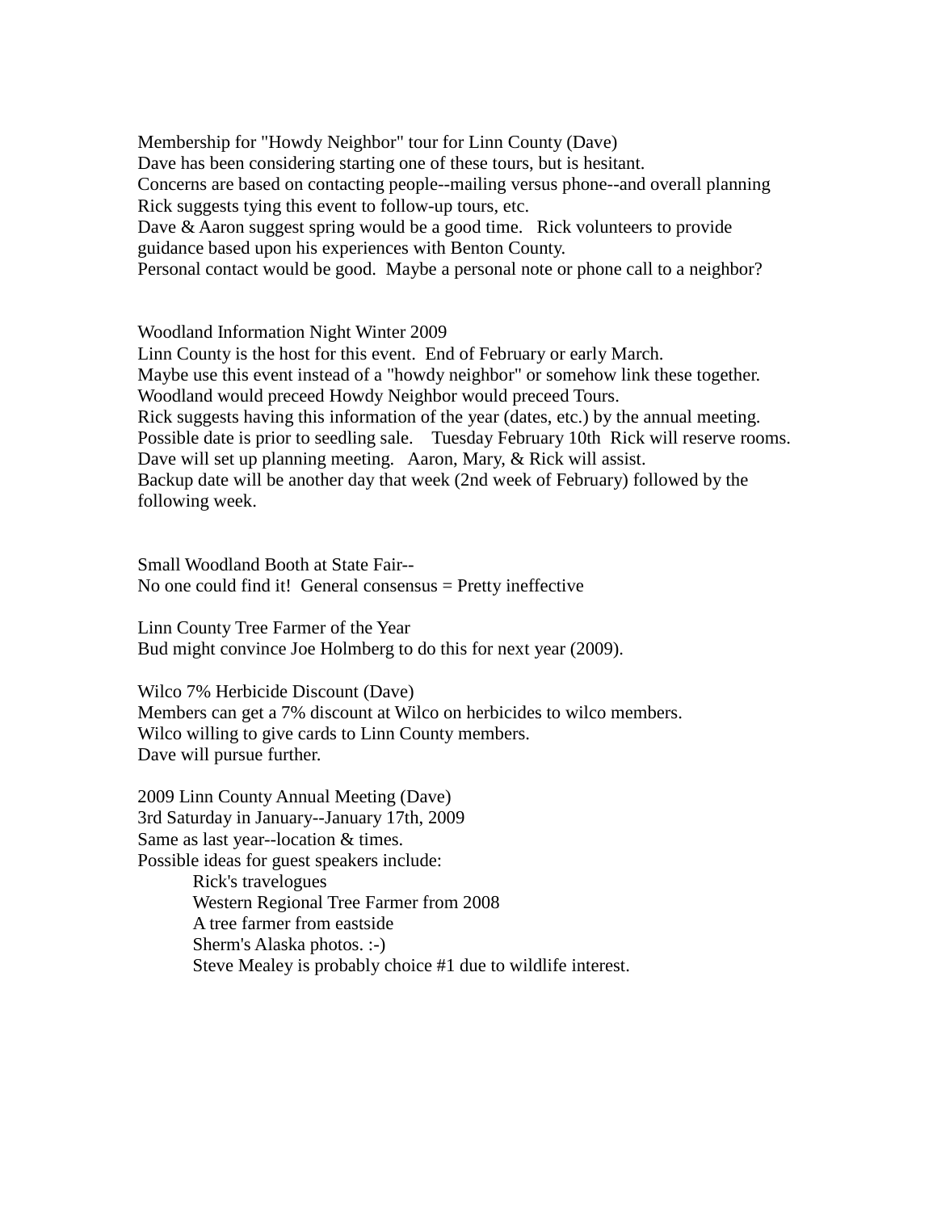Membership for "Howdy Neighbor" tour for Linn County (Dave)
Dave has been considering starting one of these tours, but is hesitant.
Concerns are based on contacting people--mailing versus phone--and overall planning
Rick suggests tying this event to follow-up tours, etc.
Dave & Aaron suggest spring would be a good time. Rick volunteers to provide guidance based upon his experiences with Benton County.
Personal contact would be good. Maybe a personal note or phone call to a neighbor?

Woodland Information Night Winter 2009
Linn County is the host for this event. End of February or early March.
Maybe use this event instead of a "howdy neighbor" or somehow link these together.
Woodland would preceed Howdy Neighbor would preceed Tours.
Rick suggests having this information of the year (dates, etc.) by the annual meeting.
Possible date is prior to seedling sale. Tuesday February 10th Rick will reserve rooms.
Dave will set up planning meeting. Aaron, Mary, & Rick will assist.
Backup date will be another day that week (2nd week of February) followed by the following week.

Small Woodland Booth at State Fair--
No one could find it! General consensus = Pretty ineffective

Linn County Tree Farmer of the Year
Bud might convince Joe Holmberg to do this for next year (2009).

Wilco 7% Herbicide Discount (Dave)
Members can get a 7% discount at Wilco on herbicides to wilco members.
Wilco willing to give cards to Linn County members.
Dave will pursue further.

2009 Linn County Annual Meeting (Dave)
3rd Saturday in January--January 17th, 2009
Same as last year--location & times.
Possible ideas for guest speakers include:

- Rick's travelogues
- Western Regional Tree Farmer from 2008
- A tree farmer from eastside
- Sherm's Alaska photos. :-)
- Steve Mealey is probably choice #1 due to wildlife interest.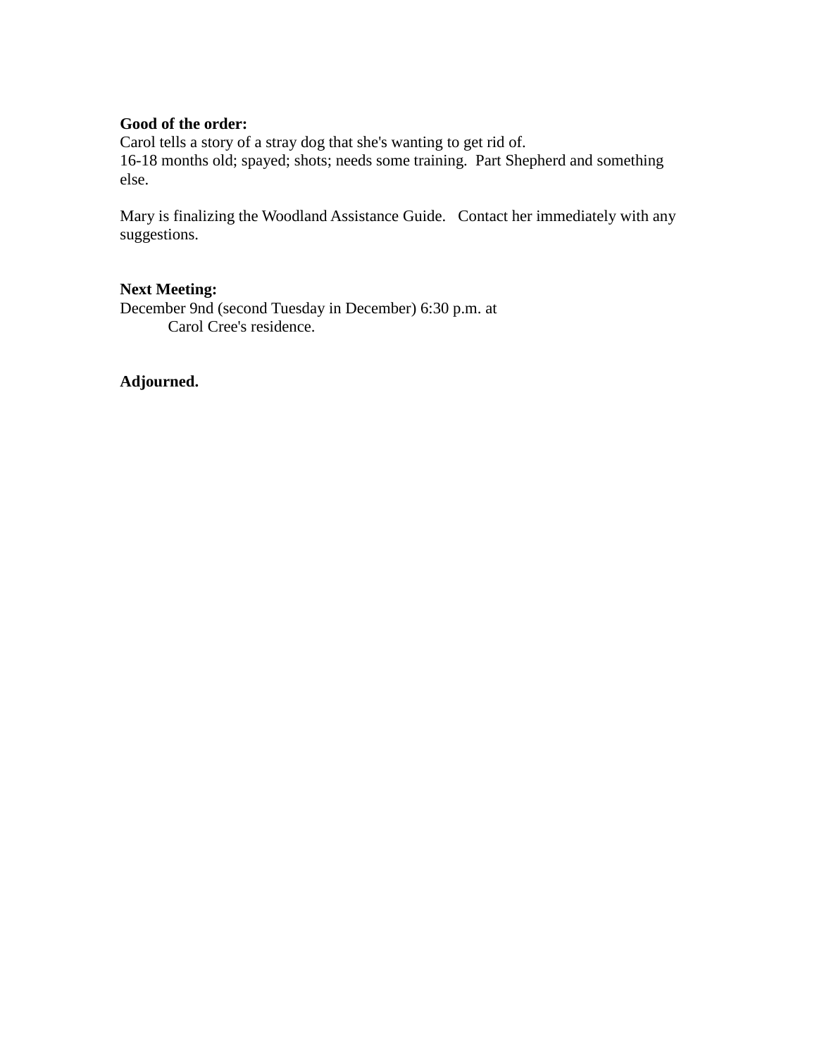**Good of the order:**
Carol tells a story of a stray dog that she's wanting to get rid of.
16-18 months old; spayed; shots; needs some training. Part Shepherd and something else.

Mary is finalizing the Woodland Assistance Guide. Contact her immediately with any suggestions.

**Next Meeting:**
December 9nd (second Tuesday in December) 6:30 p.m. at
Carol Cree's residence.

**Adjourned.**